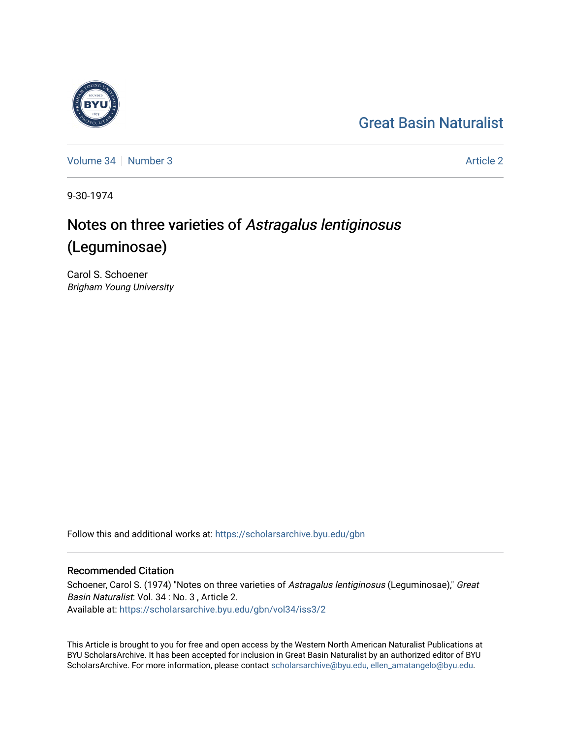Great Basin Naturalist

Volume 34 | Number 3 — Article 2

9-30-1974

# Notes on three varieties of *Astragalus lentiginosus* (Leguminosae)

Carol S. Schoener
*Brigham Young University*

Follow this and additional works at: https://scholarsarchive.byu.edu/gbn

## Recommended Citation

Schoener, Carol S. (1974) "Notes on three varieties of *Astragalus lentiginosus* (Leguminosae)," *Great Basin Naturalist*: Vol. 34 : No. 3 , Article 2.
Available at: https://scholarsarchive.byu.edu/gbn/vol34/iss3/2

This Article is brought to you for free and open access by the Western North American Naturalist Publications at BYU ScholarsArchive. It has been accepted for inclusion in Great Basin Naturalist by an authorized editor of BYU ScholarsArchive. For more information, please contact scholarsarchive@byu.edu, ellen_amatangelo@byu.edu.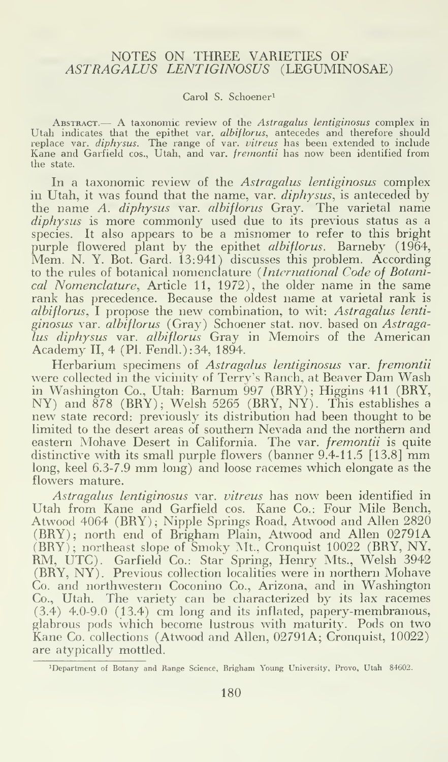# NOTES ON THREE VARIETIES OF *ASTRAGALUS LENTIGINOSUS* (LEGUMINOSAE)

Carol S. Schoener[1]

Abstract.— A taxonomic review of the *Astragalus lentiginosus* complex in Utah indicates that the epithet var. *albiflorus*, antecedes and therefore should replace var. *diphysus*. The range of var. *vitreus* has been extended to include Kane and Garfield cos., Utah, and var. *fremontii* has now been identified from the state.

In a taxonomic review of the *Astragalus lentiginosus* complex in Utah, it was found that the name, var. *diphysus*, is anteceded by the name *A. diphysus* var. *albiflorus* Gray. The varietal name *diphysus* is more commonly used due to its previous status as a species. It also appears to be a misnomer to refer to this bright purple flowered plant by the epithet *albiflorus*. Barneby (1964, Mem. N. Y. Bot. Gard. 13:941) discusses this problem. According to the rules of botanical nomenclature (*International Code of Botanical Nomenclature*, Article 11, 1972), the older name in the same rank has precedence. Because the oldest name at varietal rank is *albiflorus*, I propose the new combination, to wit: *Astragalus lentiginosus* var. *albiflorus* (Gray) Schoener stat. nov. based on *Astragalus diphysus* var. *albiflorus* Gray in Memoirs of the American Academy II, 4 (Pl. Fendl.):34, 1894.

Herbarium specimens of *Astragalus lentiginosus* var. *fremontii* were collected in the vicinity of Terry's Ranch, at Beaver Dam Wash in Washington Co., Utah: Barnum 997 (BRY); Higgins 411 (BRY, NY) and 878 (BRY); Welsh 5265 (BRY, NY). This establishes a new state record: previously its distribution had been thought to be limited to the desert areas of southern Nevada and the northern and eastern Mohave Desert in California. The var. *fremontii* is quite distinctive with its small purple flowers (banner 9.4-11.5 [13.8] mm long, keel 6.3-7.9 mm long) and loose racemes which elongate as the flowers mature.

*Astragalus lentiginosus* var. *vitreus* has now been identified in Utah from Kane and Garfield cos. Kane Co.: Four Mile Bench, Atwood 4064 (BRY); Nipple Springs Road, Atwood and Allen 2820 (BRY); north end of Brigham Plain, Atwood and Allen 02791A (BRY); northeast slope of Smoky Mt., Cronquist 10022 (BRY, NY, RM, UTC). Garfield Co.: Star Spring, Henry Mts., Welsh 3942 (BRY, NY). Previous collection localities were in northern Mohave Co. and northwestern Coconino Co., Arizona, and in Washington Co., Utah. The variety can be characterized by its lax racemes (3.4) 4.0-9.0 (13.4) cm long and its inflated, papery-membranous, glabrous pods which become lustrous with maturity. Pods on two Kane Co. collections (Atwood and Allen, 02791A; Cronquist, 10022) are atypically mottled.

[1]Department of Botany and Range Science, Brigham Young University, Provo, Utah 84602.